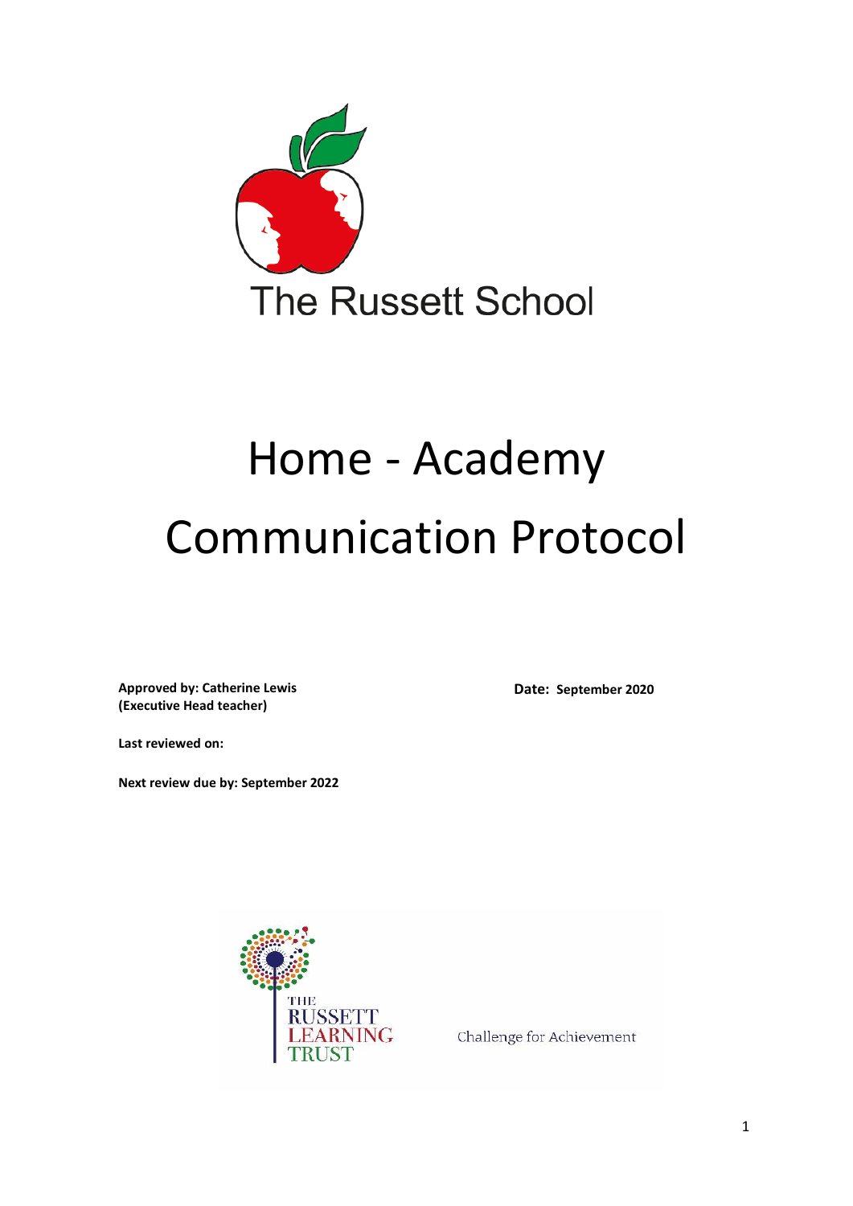The Russett School

# Home - Academy Communication Protocol

**Approved by: Catherine Lewis (Executive Head teacher)**

**Date: September 2020**

**Last reviewed on:**

**Next review due by: September 2022**

THE RUSSETT LEARNING TRUST

Challenge for Achievement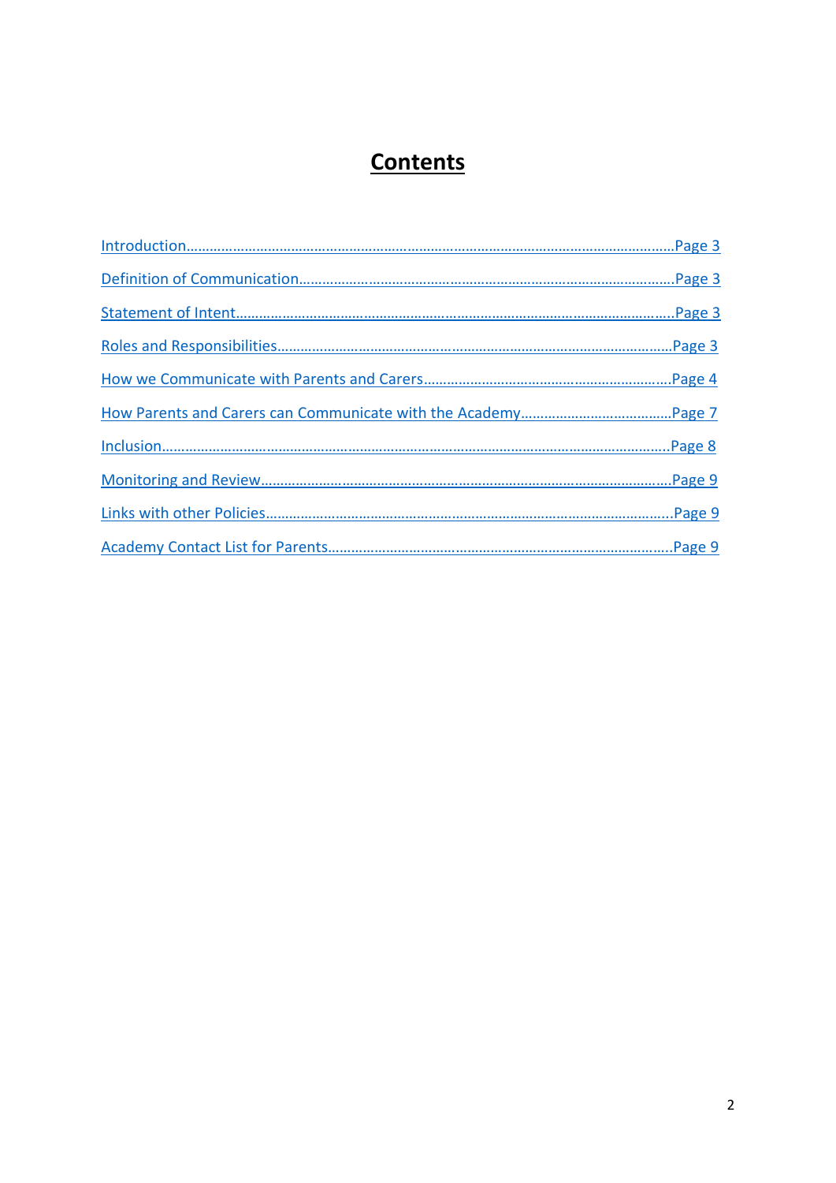# Contents

Introduction…………………………………………………………………………………………………………Page 3

Definition of Communication……………………………………………………………………………………Page 3

Statement of Intent…………………………………………………………………………………………………..Page 3

Roles and Responsibilities………………………………………………………………………………………Page 3

How we Communicate with Parents and Carers……………………………………………………………Page 4

How Parents and Carers can Communicate with the Academy…………………………………Page 7

Inclusion…………………………………………………………………………………………………………………Page 8

Monitoring and Review……………………………………………………………………………………………Page 9

Links with other Policies…………………………………………………………………………………………..Page 9

Academy Contact List for Parents………………………………………………………………………………Page 9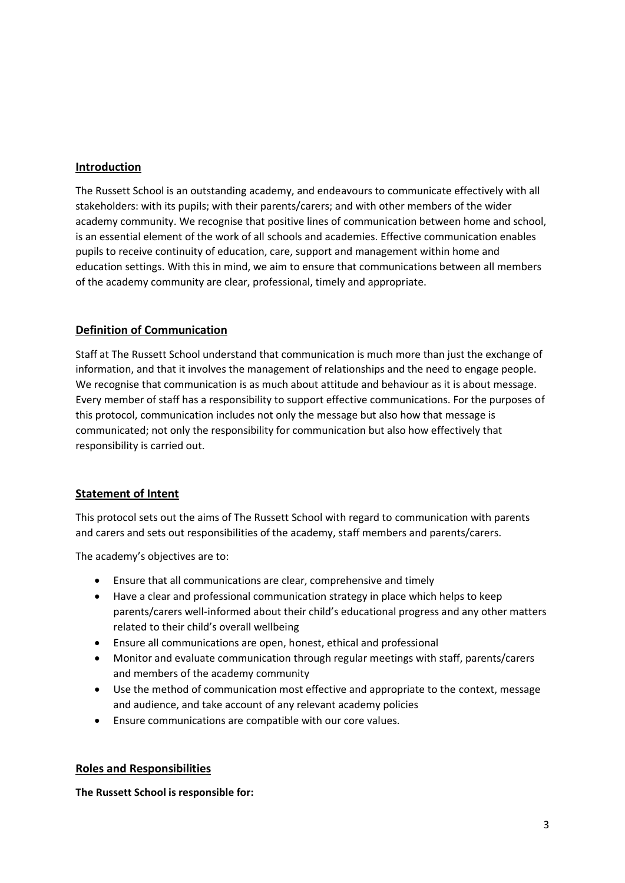## Introduction

The Russett School is an outstanding academy, and endeavours to communicate effectively with all stakeholders: with its pupils; with their parents/carers; and with other members of the wider academy community. We recognise that positive lines of communication between home and school, is an essential element of the work of all schools and academies. Effective communication enables pupils to receive continuity of education, care, support and management within home and education settings. With this in mind, we aim to ensure that communications between all members of the academy community are clear, professional, timely and appropriate.

## Definition of Communication

Staff at The Russett School understand that communication is much more than just the exchange of information, and that it involves the management of relationships and the need to engage people. We recognise that communication is as much about attitude and behaviour as it is about message. Every member of staff has a responsibility to support effective communications. For the purposes of this protocol, communication includes not only the message but also how that message is communicated; not only the responsibility for communication but also how effectively that responsibility is carried out.

## Statement of Intent

This protocol sets out the aims of The Russett School with regard to communication with parents and carers and sets out responsibilities of the academy, staff members and parents/carers.

The academy's objectives are to:

- Ensure that all communications are clear, comprehensive and timely
- Have a clear and professional communication strategy in place which helps to keep parents/carers well-informed about their child's educational progress and any other matters related to their child's overall wellbeing
- Ensure all communications are open, honest, ethical and professional
- Monitor and evaluate communication through regular meetings with staff, parents/carers and members of the academy community
- Use the method of communication most effective and appropriate to the context, message and audience, and take account of any relevant academy policies
- Ensure communications are compatible with our core values.

## Roles and Responsibilities

**The Russett School is responsible for:**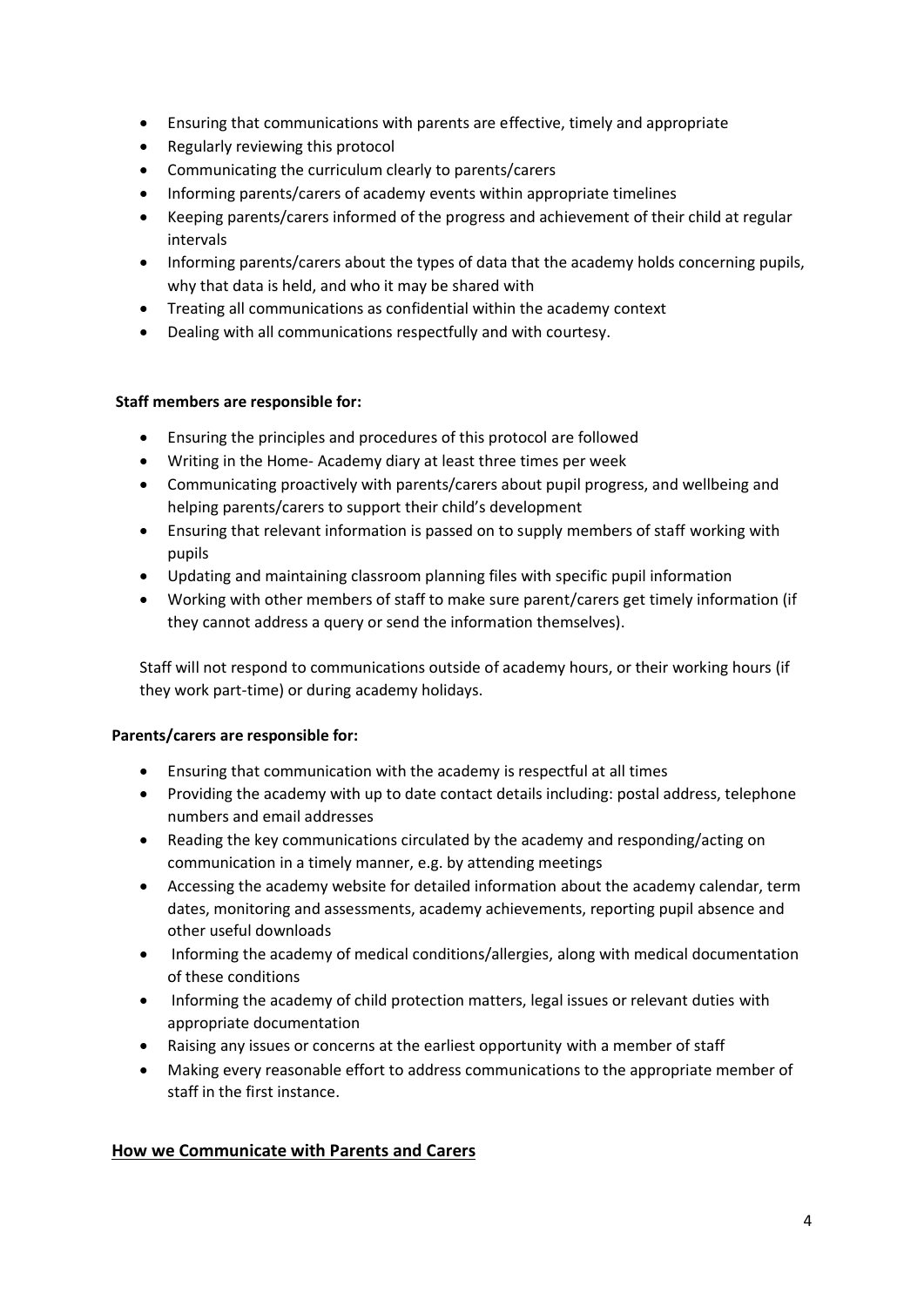- Ensuring that communications with parents are effective, timely and appropriate
- Regularly reviewing this protocol
- Communicating the curriculum clearly to parents/carers
- Informing parents/carers of academy events within appropriate timelines
- Keeping parents/carers informed of the progress and achievement of their child at regular intervals
- Informing parents/carers about the types of data that the academy holds concerning pupils, why that data is held, and who it may be shared with
- Treating all communications as confidential within the academy context
- Dealing with all communications respectfully and with courtesy.

**Staff members are responsible for:**

- Ensuring the principles and procedures of this protocol are followed
- Writing in the Home- Academy diary at least three times per week
- Communicating proactively with parents/carers about pupil progress, and wellbeing and helping parents/carers to support their child's development
- Ensuring that relevant information is passed on to supply members of staff working with pupils
- Updating and maintaining classroom planning files with specific pupil information
- Working with other members of staff to make sure parent/carers get timely information (if they cannot address a query or send the information themselves).

Staff will not respond to communications outside of academy hours, or their working hours (if they work part-time) or during academy holidays.

**Parents/carers are responsible for:**

- Ensuring that communication with the academy is respectful at all times
- Providing the academy with up to date contact details including: postal address, telephone numbers and email addresses
- Reading the key communications circulated by the academy and responding/acting on communication in a timely manner, e.g. by attending meetings
- Accessing the academy website for detailed information about the academy calendar, term dates, monitoring and assessments, academy achievements, reporting pupil absence and other useful downloads
- Informing the academy of medical conditions/allergies, along with medical documentation of these conditions
- Informing the academy of child protection matters, legal issues or relevant duties with appropriate documentation
- Raising any issues or concerns at the earliest opportunity with a member of staff
- Making every reasonable effort to address communications to the appropriate member of staff in the first instance.

## How we Communicate with Parents and Carers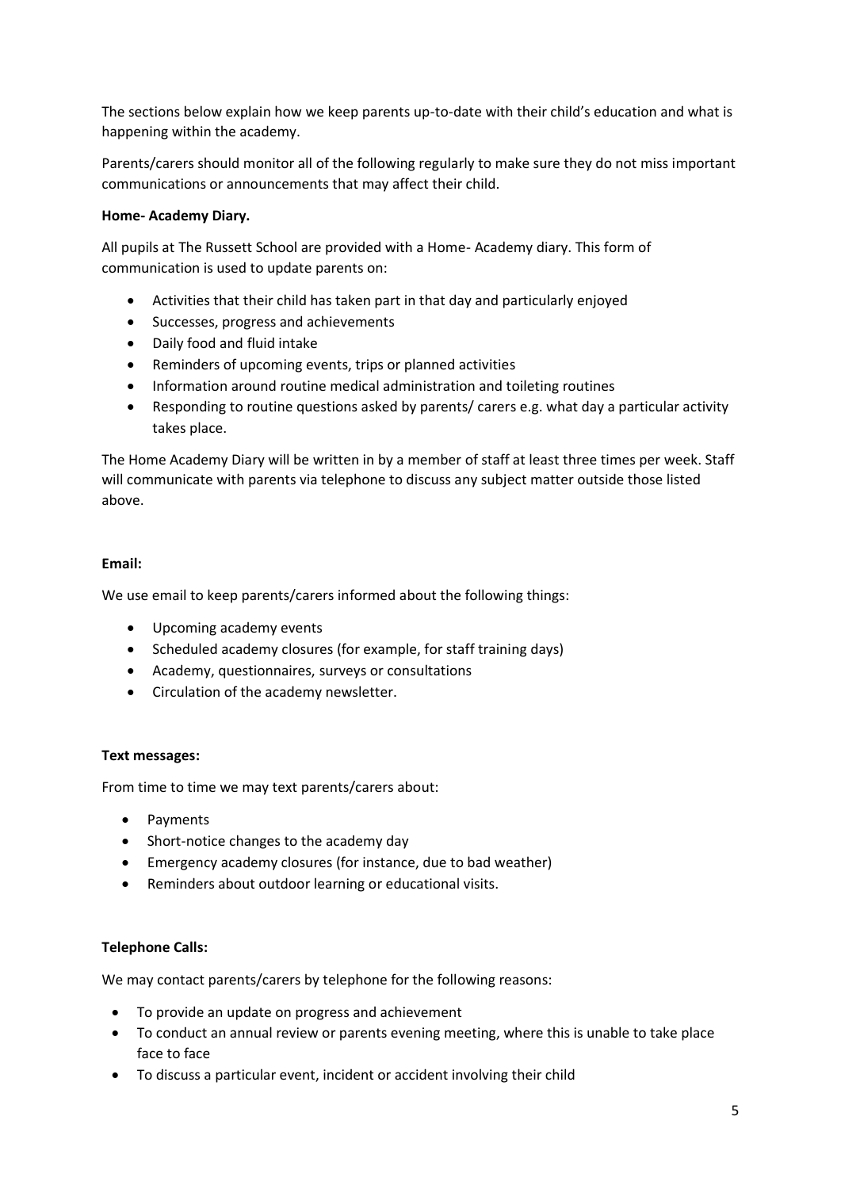The sections below explain how we keep parents up-to-date with their child's education and what is happening within the academy.

Parents/carers should monitor all of the following regularly to make sure they do not miss important communications or announcements that may affect their child.

**Home- Academy Diary.**

All pupils at The Russett School are provided with a Home- Academy diary. This form of communication is used to update parents on:

- Activities that their child has taken part in that day and particularly enjoyed
- Successes, progress and achievements
- Daily food and fluid intake
- Reminders of upcoming events, trips or planned activities
- Information around routine medical administration and toileting routines
- Responding to routine questions asked by parents/ carers e.g. what day a particular activity takes place.

The Home Academy Diary will be written in by a member of staff at least three times per week. Staff will communicate with parents via telephone to discuss any subject matter outside those listed above.

**Email:**

We use email to keep parents/carers informed about the following things:

- Upcoming academy events
- Scheduled academy closures (for example, for staff training days)
- Academy, questionnaires, surveys or consultations
- Circulation of the academy newsletter.

**Text messages:**

From time to time we may text parents/carers about:

- Payments
- Short-notice changes to the academy day
- Emergency academy closures (for instance, due to bad weather)
- Reminders about outdoor learning or educational visits.

**Telephone Calls:**

We may contact parents/carers by telephone for the following reasons:

- To provide an update on progress and achievement
- To conduct an annual review or parents evening meeting, where this is unable to take place face to face
- To discuss a particular event, incident or accident involving their child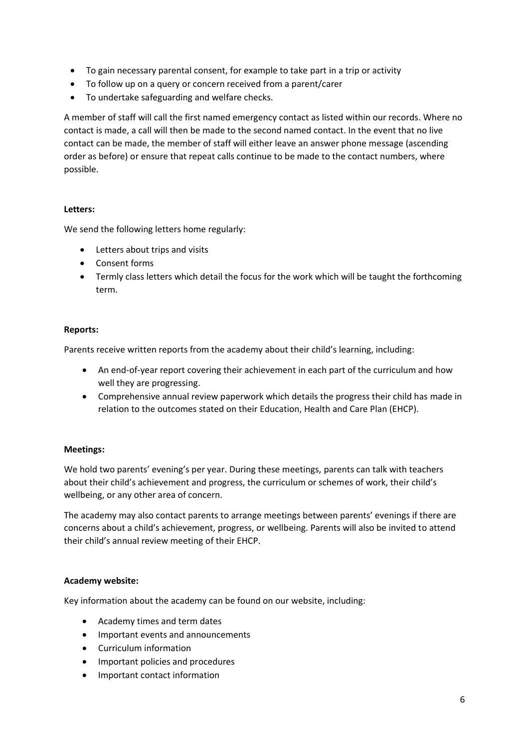- To gain necessary parental consent, for example to take part in a trip or activity
- To follow up on a query or concern received from a parent/carer
- To undertake safeguarding and welfare checks.

A member of staff will call the first named emergency contact as listed within our records. Where no contact is made, a call will then be made to the second named contact. In the event that no live contact can be made, the member of staff will either leave an answer phone message (ascending order as before) or ensure that repeat calls continue to be made to the contact numbers, where possible.

**Letters:**

We send the following letters home regularly:

- Letters about trips and visits
- Consent forms
- Termly class letters which detail the focus for the work which will be taught the forthcoming term.

**Reports:**

Parents receive written reports from the academy about their child's learning, including:

- An end-of-year report covering their achievement in each part of the curriculum and how well they are progressing.
- Comprehensive annual review paperwork which details the progress their child has made in relation to the outcomes stated on their Education, Health and Care Plan (EHCP).

**Meetings:**

We hold two parents' evening's per year. During these meetings, parents can talk with teachers about their child's achievement and progress, the curriculum or schemes of work, their child's wellbeing, or any other area of concern.

The academy may also contact parents to arrange meetings between parents' evenings if there are concerns about a child's achievement, progress, or wellbeing. Parents will also be invited to attend their child's annual review meeting of their EHCP.

**Academy website:**

Key information about the academy can be found on our website, including:

- Academy times and term dates
- Important events and announcements
- Curriculum information
- Important policies and procedures
- Important contact information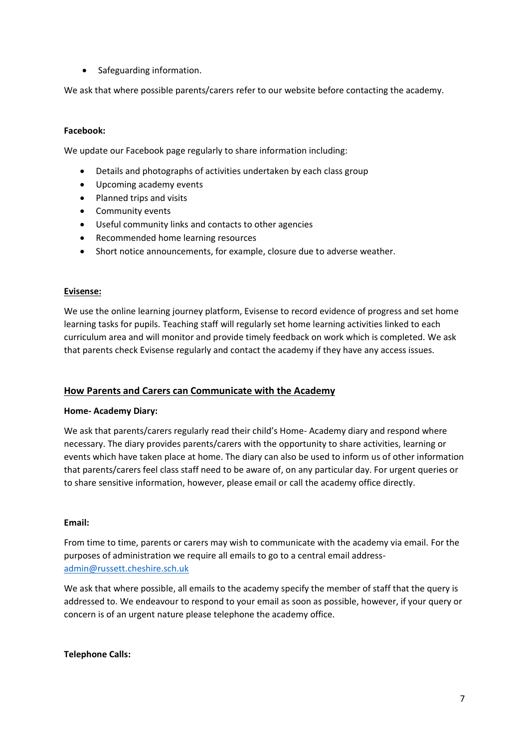- Safeguarding information.

We ask that where possible parents/carers refer to our website before contacting the academy.

**Facebook:**

We update our Facebook page regularly to share information including:

- Details and photographs of activities undertaken by each class group
- Upcoming academy events
- Planned trips and visits
- Community events
- Useful community links and contacts to other agencies
- Recommended home learning resources
- Short notice announcements, for example, closure due to adverse weather.

**Evisense:**

We use the online learning journey platform, Evisense to record evidence of progress and set home learning tasks for pupils. Teaching staff will regularly set home learning activities linked to each curriculum area and will monitor and provide timely feedback on work which is completed. We ask that parents check Evisense regularly and contact the academy if they have any access issues.

## How Parents and Carers can Communicate with the Academy

**Home- Academy Diary:**

We ask that parents/carers regularly read their child's Home- Academy diary and respond where necessary. The diary provides parents/carers with the opportunity to share activities, learning or events which have taken place at home. The diary can also be used to inform us of other information that parents/carers feel class staff need to be aware of, on any particular day. For urgent queries or to share sensitive information, however, please email or call the academy office directly.

**Email:**

From time to time, parents or carers may wish to communicate with the academy via email. For the purposes of administration we require all emails to go to a central email address- admin@russett.cheshire.sch.uk

We ask that where possible, all emails to the academy specify the member of staff that the query is addressed to. We endeavour to respond to your email as soon as possible, however, if your query or concern is of an urgent nature please telephone the academy office.

**Telephone Calls:**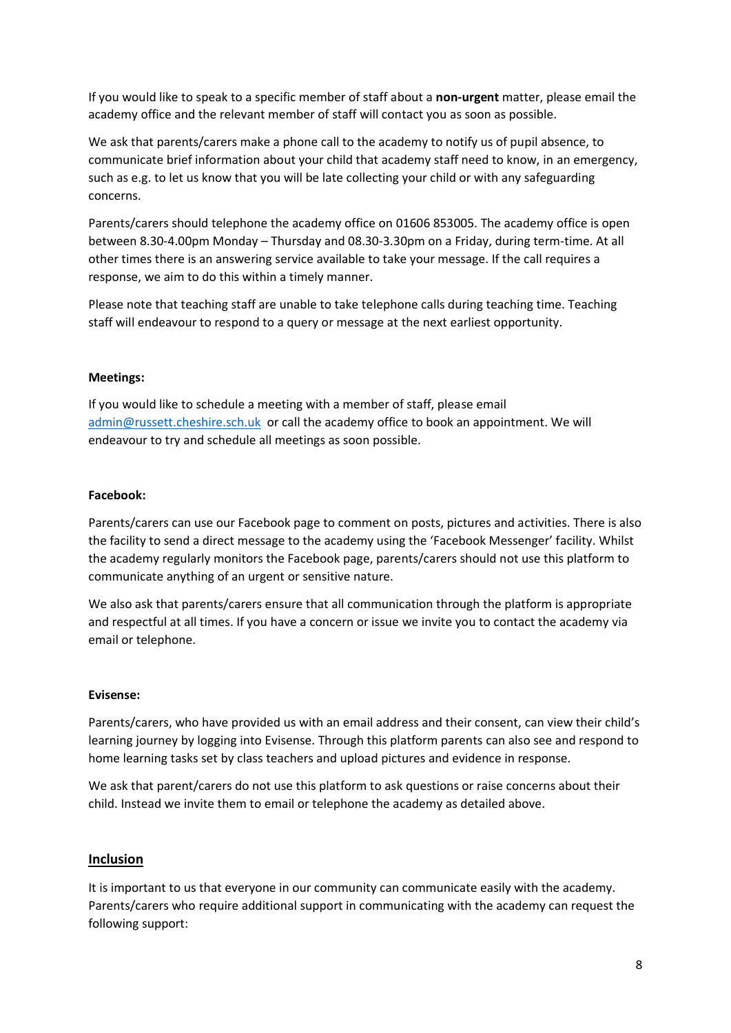If you would like to speak to a specific member of staff about a **non-urgent** matter, please email the academy office and the relevant member of staff will contact you as soon as possible.

We ask that parents/carers make a phone call to the academy to notify us of pupil absence, to communicate brief information about your child that academy staff need to know, in an emergency, such as e.g. to let us know that you will be late collecting your child or with any safeguarding concerns.

Parents/carers should telephone the academy office on 01606 853005. The academy office is open between 8.30-4.00pm Monday – Thursday and 08.30-3.30pm on a Friday, during term-time. At all other times there is an answering service available to take your message. If the call requires a response, we aim to do this within a timely manner.

Please note that teaching staff are unable to take telephone calls during teaching time. Teaching staff will endeavour to respond to a query or message at the next earliest opportunity.

**Meetings:**

If you would like to schedule a meeting with a member of staff, please email [admin@russett.cheshire.sch.uk](mailto:admin@russett.cheshire.sch.uk) or call the academy office to book an appointment. We will endeavour to try and schedule all meetings as soon possible.

**Facebook:**

Parents/carers can use our Facebook page to comment on posts, pictures and activities. There is also the facility to send a direct message to the academy using the 'Facebook Messenger' facility. Whilst the academy regularly monitors the Facebook page, parents/carers should not use this platform to communicate anything of an urgent or sensitive nature.

We also ask that parents/carers ensure that all communication through the platform is appropriate and respectful at all times. If you have a concern or issue we invite you to contact the academy via email or telephone.

**Evisense:**

Parents/carers, who have provided us with an email address and their consent, can view their child's learning journey by logging into Evisense. Through this platform parents can also see and respond to home learning tasks set by class teachers and upload pictures and evidence in response.

We ask that parent/carers do not use this platform to ask questions or raise concerns about their child. Instead we invite them to email or telephone the academy as detailed above.

## Inclusion

It is important to us that everyone in our community can communicate easily with the academy. Parents/carers who require additional support in communicating with the academy can request the following support: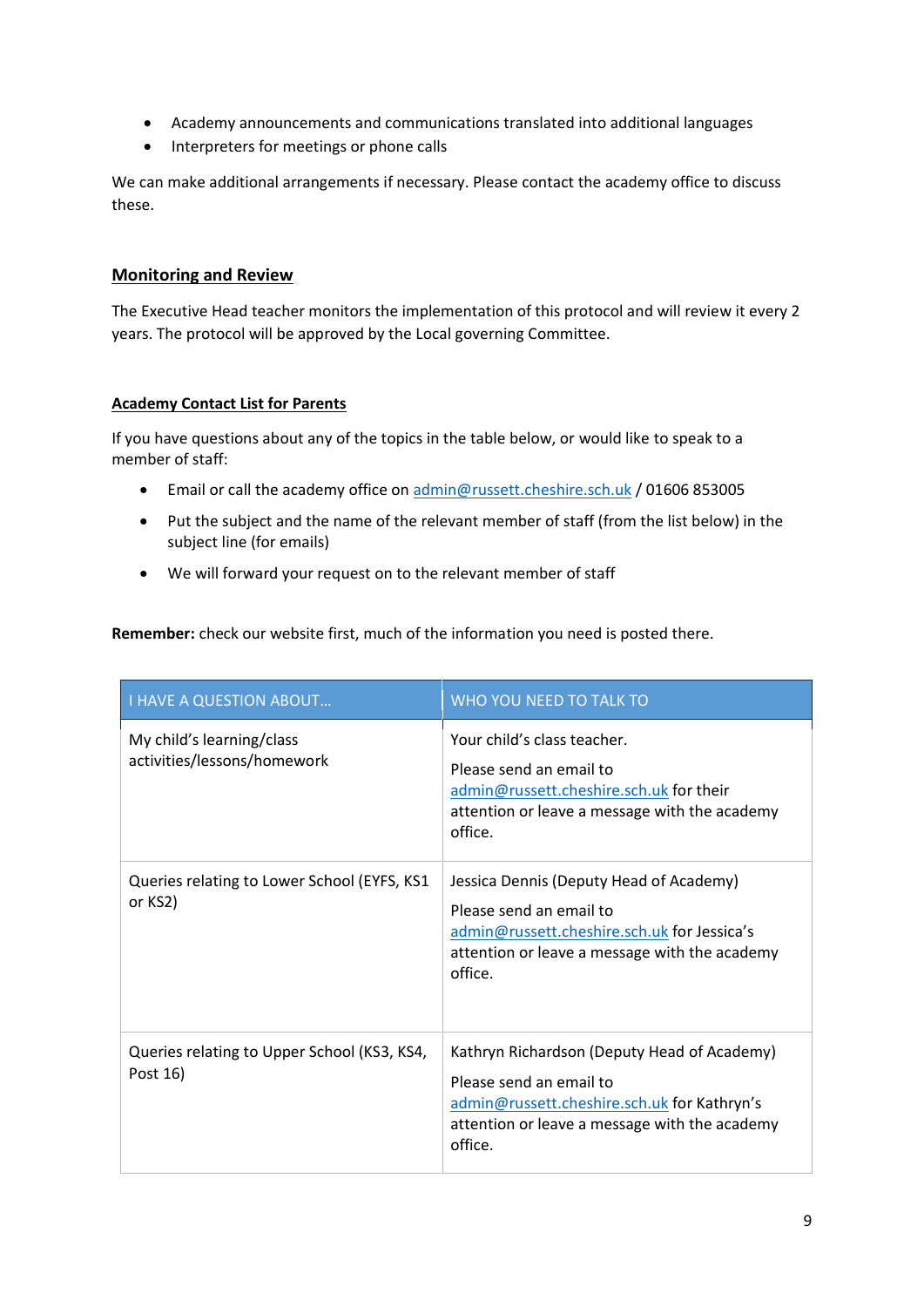- Academy announcements and communications translated into additional languages
- Interpreters for meetings or phone calls

We can make additional arrangements if necessary. Please contact the academy office to discuss these.

## Monitoring and Review

The Executive Head teacher monitors the implementation of this protocol and will review it every 2 years. The protocol will be approved by the Local governing Committee.

### Academy Contact List for Parents

If you have questions about any of the topics in the table below, or would like to speak to a member of staff:

- Email or call the academy office on admin@russett.cheshire.sch.uk / 01606 853005
- Put the subject and the name of the relevant member of staff (from the list below) in the subject line (for emails)
- We will forward your request on to the relevant member of staff

**Remember:** check our website first, much of the information you need is posted there.

| I HAVE A QUESTION ABOUT… | WHO YOU NEED TO TALK TO |
|---|---|
| My child's learning/class activities/lessons/homework | Your child's class teacher.<br><br>Please send an email to admin@russett.cheshire.sch.uk for their attention or leave a message with the academy office. |
| Queries relating to Lower School (EYFS, KS1 or KS2) | Jessica Dennis (Deputy Head of Academy)<br><br>Please send an email to admin@russett.cheshire.sch.uk for Jessica's attention or leave a message with the academy office. |
| Queries relating to Upper School (KS3, KS4, Post 16) | Kathryn Richardson (Deputy Head of Academy)<br><br>Please send an email to admin@russett.cheshire.sch.uk for Kathryn's attention or leave a message with the academy office. |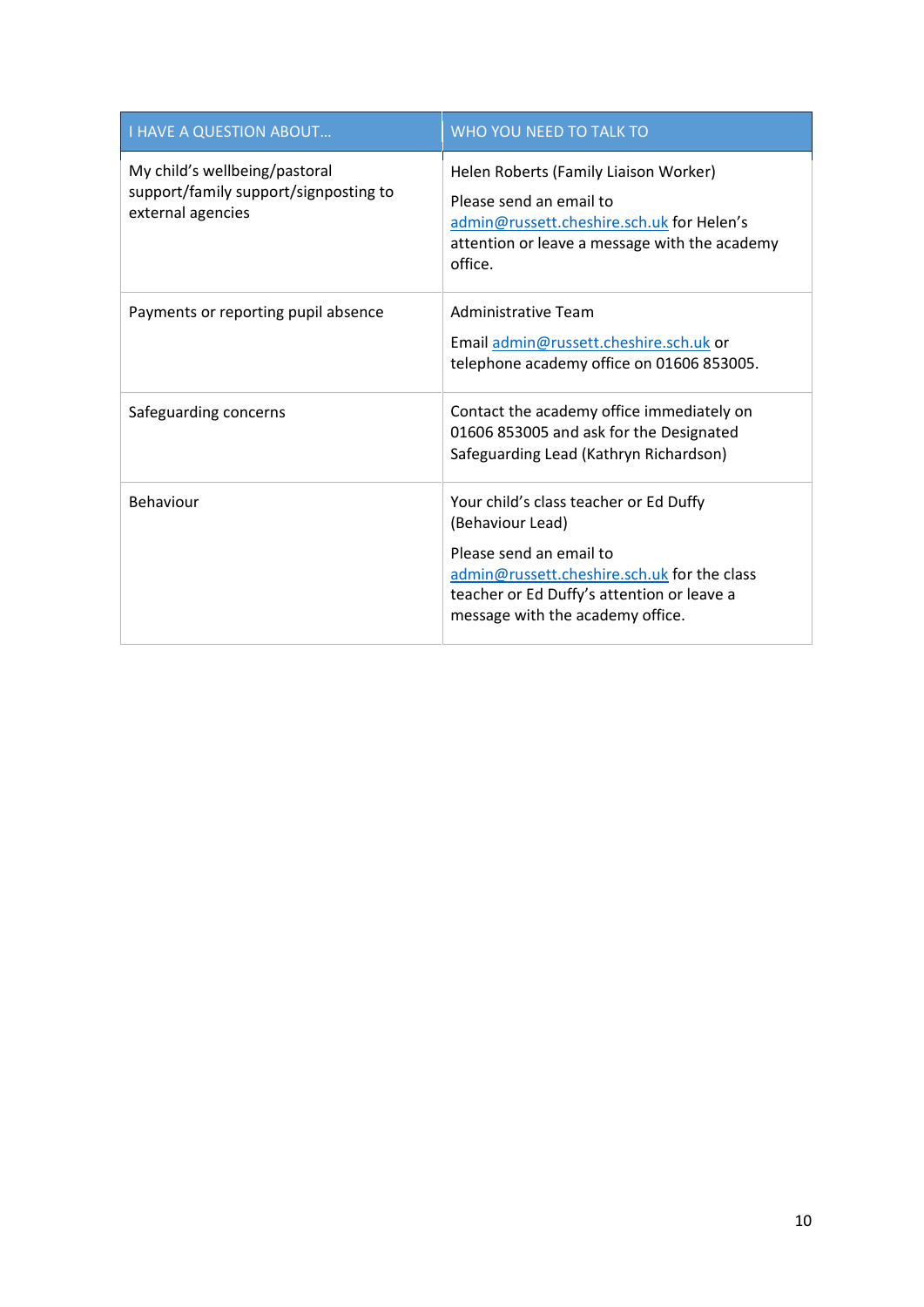| I HAVE A QUESTION ABOUT… | WHO YOU NEED TO TALK TO |
|---|---|
| My child's wellbeing/pastoral support/family support/signposting to external agencies | Helen Roberts (Family Liaison Worker)<br><br>Please send an email to admin@russett.cheshire.sch.uk for Helen's attention or leave a message with the academy office. |
| Payments or reporting pupil absence | Administrative Team<br><br>Email admin@russett.cheshire.sch.uk or telephone academy office on 01606 853005. |
| Safeguarding concerns | Contact the academy office immediately on 01606 853005 and ask for the Designated Safeguarding Lead (Kathryn Richardson) |
| Behaviour | Your child's class teacher or Ed Duffy (Behaviour Lead)<br><br>Please send an email to admin@russett.cheshire.sch.uk for the class teacher or Ed Duffy's attention or leave a message with the academy office. |